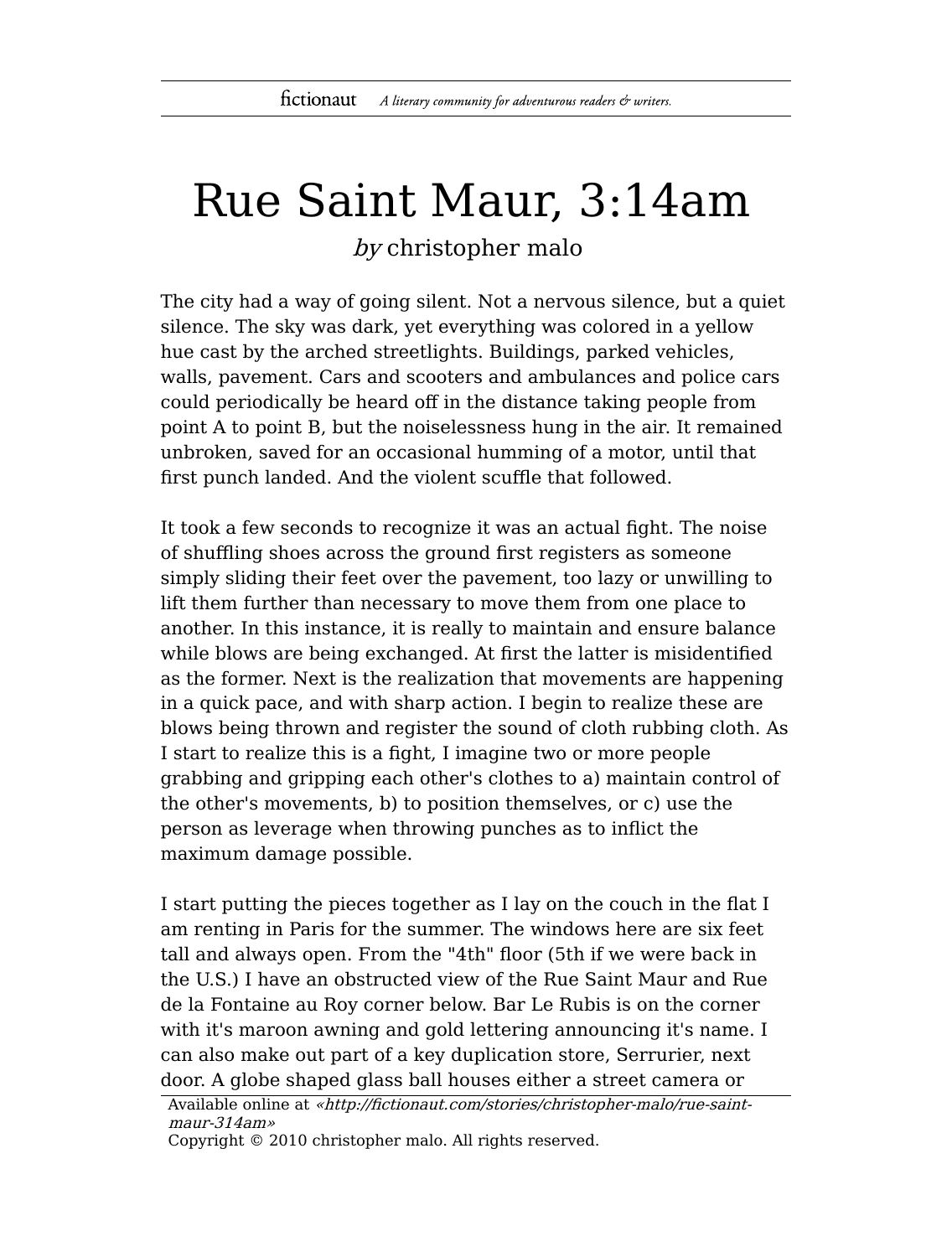# Rue Saint Maur, 3:14am

*by* christopher malo

The city had a way of going silent. Not a nervous silence, but a quiet silence. The sky was dark, yet everything was colored in a yellow hue cast by the arched streetlights. Buildings, parked vehicles, walls, pavement. Cars and scooters and ambulances and police cars could periodically be heard off in the distance taking people from point A to point B, but the noiselessness hung in the air. It remained unbroken, saved for an occasional humming of a motor, until that first punch landed. And the violent scuffle that followed.

It took a few seconds to recognize it was an actual fight. The noise of shuffling shoes across the ground first registers as someone simply sliding their feet over the pavement, too lazy or unwilling to lift them further than necessary to move them from one place to another. In this instance, it is really to maintain and ensure balance while blows are being exchanged. At first the latter is misidentified as the former. Next is the realization that movements are happening in a quick pace, and with sharp action. I begin to realize these are blows being thrown and register the sound of cloth rubbing cloth. As I start to realize this is a fight, I imagine two or more people grabbing and gripping each other's clothes to a) maintain control of the other's movements, b) to position themselves, or c) use the person as leverage when throwing punches as to inflict the maximum damage possible.

I start putting the pieces together as I lay on the couch in the flat I am renting in Paris for the summer. The windows here are six feet tall and always open. From the "4th" floor (5th if we were back in the U.S.) I have an obstructed view of the Rue Saint Maur and Rue de la Fontaine au Roy corner below. Bar Le Rubis is on the corner with it's maroon awning and gold lettering announcing it's name. I can also make out part of a key duplication store, Serrurier, next door. A globe shaped glass ball houses either a street camera or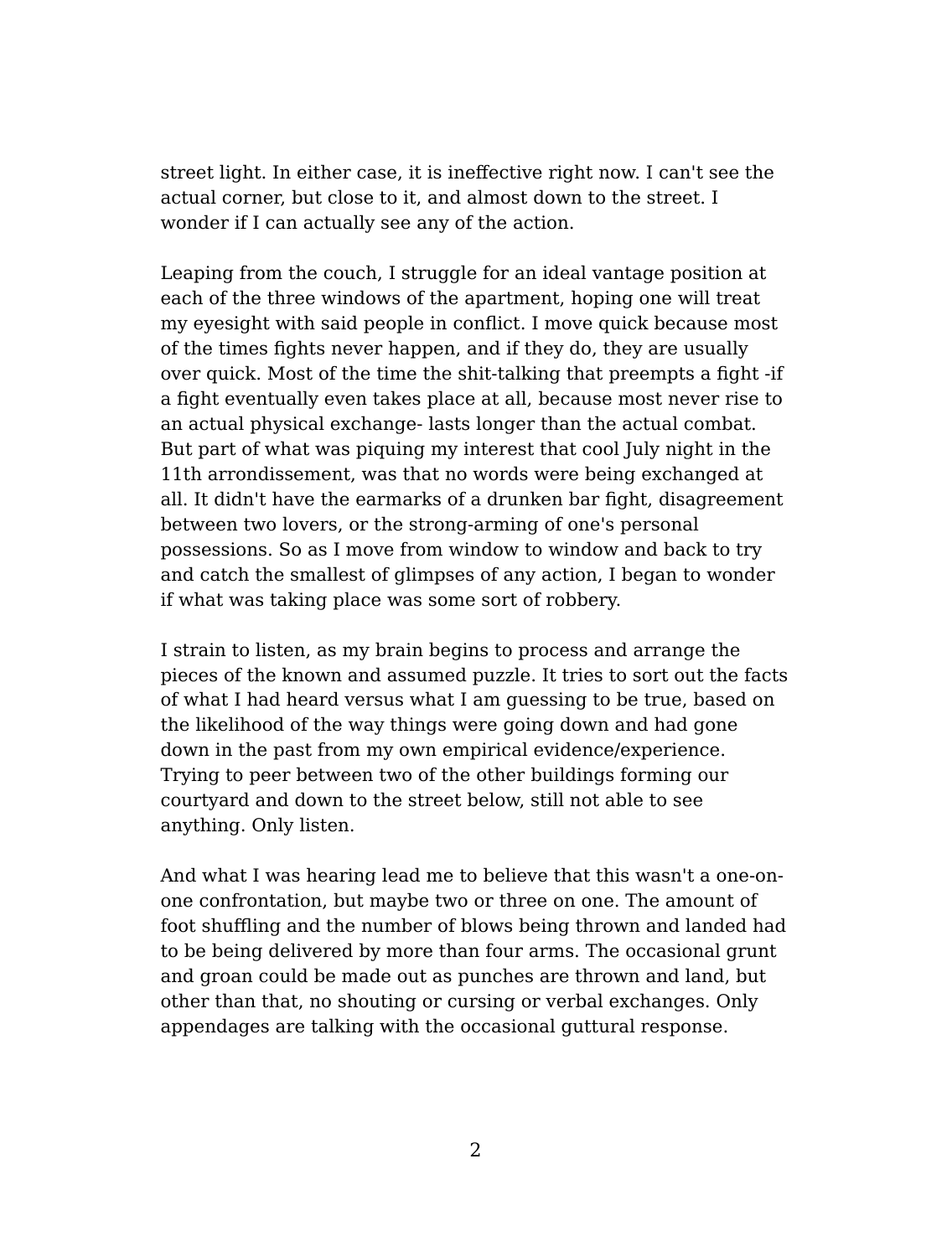street light. In either case, it is ineffective right now. I can't see the actual corner, but close to it, and almost down to the street. I wonder if I can actually see any of the action.

Leaping from the couch, I struggle for an ideal vantage position at each of the three windows of the apartment, hoping one will treat my eyesight with said people in conflict. I move quick because most of the times fights never happen, and if they do, they are usually over quick. Most of the time the shit-talking that preempts a fight -if a fight eventually even takes place at all, because most never rise to an actual physical exchange- lasts longer than the actual combat. But part of what was piquing my interest that cool July night in the 11th arrondissement, was that no words were being exchanged at all. It didn't have the earmarks of a drunken bar fight, disagreement between two lovers, or the strong-arming of one's personal possessions. So as I move from window to window and back to try and catch the smallest of glimpses of any action, I began to wonder if what was taking place was some sort of robbery.

I strain to listen, as my brain begins to process and arrange the pieces of the known and assumed puzzle. It tries to sort out the facts of what I had heard versus what I am guessing to be true, based on the likelihood of the way things were going down and had gone down in the past from my own empirical evidence/experience. Trying to peer between two of the other buildings forming our courtyard and down to the street below, still not able to see anything. Only listen.

And what I was hearing lead me to believe that this wasn't a one-on-one confrontation, but maybe two or three on one. The amount of foot shuffling and the number of blows being thrown and landed had to be being delivered by more than four arms. The occasional grunt and groan could be made out as punches are thrown and land, but other than that, no shouting or cursing or verbal exchanges. Only appendages are talking with the occasional guttural response.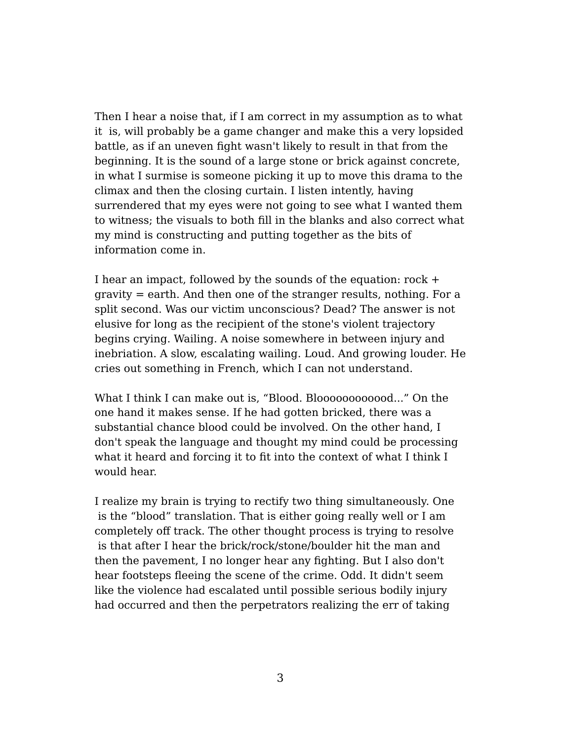Then I hear a noise that, if I am correct in my assumption as to what it is, will probably be a game changer and make this a very lopsided battle, as if an uneven fight wasn't likely to result in that from the beginning. It is the sound of a large stone or brick against concrete, in what I surmise is someone picking it up to move this drama to the climax and then the closing curtain. I listen intently, having surrendered that my eyes were not going to see what I wanted them to witness; the visuals to both fill in the blanks and also correct what my mind is constructing and putting together as the bits of information come in.

I hear an impact, followed by the sounds of the equation: rock + gravity = earth. And then one of the stranger results, nothing. For a split second. Was our victim unconscious? Dead? The answer is not elusive for long as the recipient of the stone's violent trajectory begins crying. Wailing. A noise somewhere in between injury and inebriation. A slow, escalating wailing. Loud. And growing louder. He cries out something in French, which I can not understand.

What I think I can make out is, “Blood. Bloooooooooood...” On the one hand it makes sense. If he had gotten bricked, there was a substantial chance blood could be involved. On the other hand, I don't speak the language and thought my mind could be processing what it heard and forcing it to fit into the context of what I think I would hear.

I realize my brain is trying to rectify two thing simultaneously. One is the “blood” translation. That is either going really well or I am completely off track. The other thought process is trying to resolve is that after I hear the brick/rock/stone/boulder hit the man and then the pavement, I no longer hear any fighting. But I also don't hear footsteps fleeing the scene of the crime. Odd. It didn't seem like the violence had escalated until possible serious bodily injury had occurred and then the perpetrators realizing the err of taking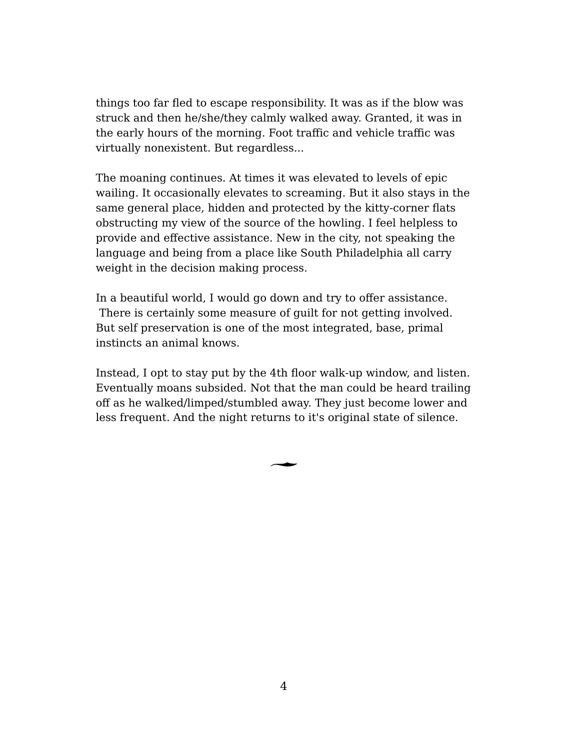things too far fled to escape responsibility. It was as if the blow was struck and then he/she/they calmly walked away. Granted, it was in the early hours of the morning. Foot traffic and vehicle traffic was virtually nonexistent. But regardless...

The moaning continues. At times it was elevated to levels of epic wailing. It occasionally elevates to screaming. But it also stays in the same general place, hidden and protected by the kitty-corner flats obstructing my view of the source of the howling. I feel helpless to provide and effective assistance. New in the city, not speaking the language and being from a place like South Philadelphia all carry weight in the decision making process.

In a beautiful world, I would go down and try to offer assistance. There is certainly some measure of guilt for not getting involved. But self preservation is one of the most integrated, base, primal instincts an animal knows.

Instead, I opt to stay put by the 4th floor walk-up window, and listen. Eventually moans subsided. Not that the man could be heard trailing off as he walked/limped/stumbled away. They just become lower and less frequent. And the night returns to it's original state of silence.